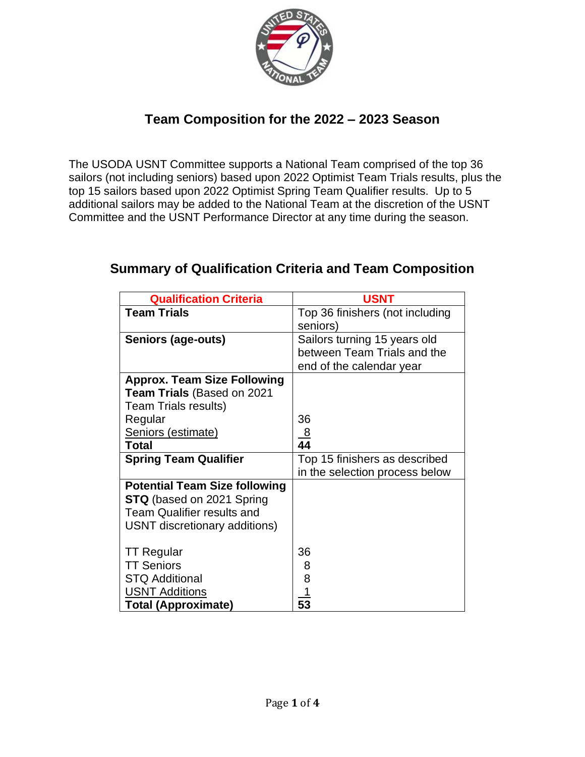# Team Composition for the 2022 – 2023 Season

The USODA USNT Committee supports a National Team comprised of the top 36 sailors (not including seniors) based upon 2022 Optimist Team Trials results, plus the top 15 sailors based upon 2022 Optimist Spring Team Qualifier results. Up to 5 additional sailors may be added to the National Team at the discretion of the USNT Committee and the USNT Performance Director at any time during the season.

## Summary of Qualification Criteria and Team Composition

| Qualification Criteria | USNT |
|---|---|
| **Team Trials** | Top 36 finishers (not including seniors) |
| **Seniors (age-outs)** | Sailors turning 15 years old between Team Trials and the end of the calendar year |
| **Approx. Team Size Following Team Trials** (Based on 2021 Team Trials results)<br>Regular<br>Seniors (estimate)<br>**Total** | <br><br><br>36<br>8<br>**44** |
| **Spring Team Qualifier** | Top 15 finishers as described in the selection process below |
| **Potential Team Size following STQ** (based on 2021 Spring Team Qualifier results and USNT discretionary additions)<br><br>TT Regular<br>TT Seniors<br>STQ Additional<br>USNT Additions<br>**Total (Approximate)** | <br><br><br><br><br>36<br>8<br>8<br>1<br>**53** |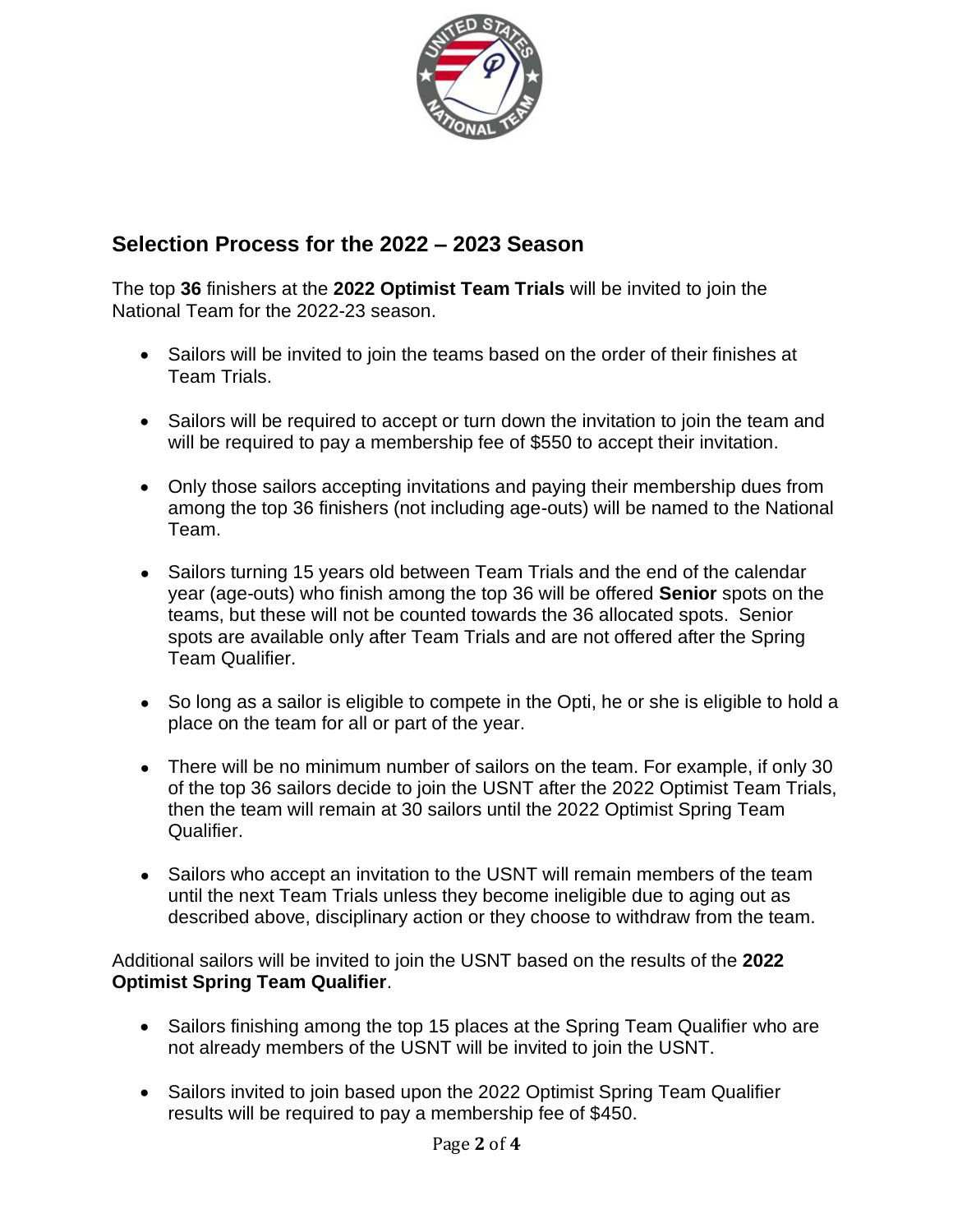## Selection Process for the 2022 – 2023 Season

The top **36** finishers at the **2022 Optimist Team Trials** will be invited to join the National Team for the 2022-23 season.

- Sailors will be invited to join the teams based on the order of their finishes at Team Trials.
- Sailors will be required to accept or turn down the invitation to join the team and will be required to pay a membership fee of $550 to accept their invitation.
- Only those sailors accepting invitations and paying their membership dues from among the top 36 finishers (not including age-outs) will be named to the National Team.
- Sailors turning 15 years old between Team Trials and the end of the calendar year (age-outs) who finish among the top 36 will be offered **Senior** spots on the teams, but these will not be counted towards the 36 allocated spots. Senior spots are available only after Team Trials and are not offered after the Spring Team Qualifier.
- So long as a sailor is eligible to compete in the Opti, he or she is eligible to hold a place on the team for all or part of the year.
- There will be no minimum number of sailors on the team. For example, if only 30 of the top 36 sailors decide to join the USNT after the 2022 Optimist Team Trials, then the team will remain at 30 sailors until the 2022 Optimist Spring Team Qualifier.
- Sailors who accept an invitation to the USNT will remain members of the team until the next Team Trials unless they become ineligible due to aging out as described above, disciplinary action or they choose to withdraw from the team.

Additional sailors will be invited to join the USNT based on the results of the **2022 Optimist Spring Team Qualifier**.

- Sailors finishing among the top 15 places at the Spring Team Qualifier who are not already members of the USNT will be invited to join the USNT.
- Sailors invited to join based upon the 2022 Optimist Spring Team Qualifier results will be required to pay a membership fee of $450.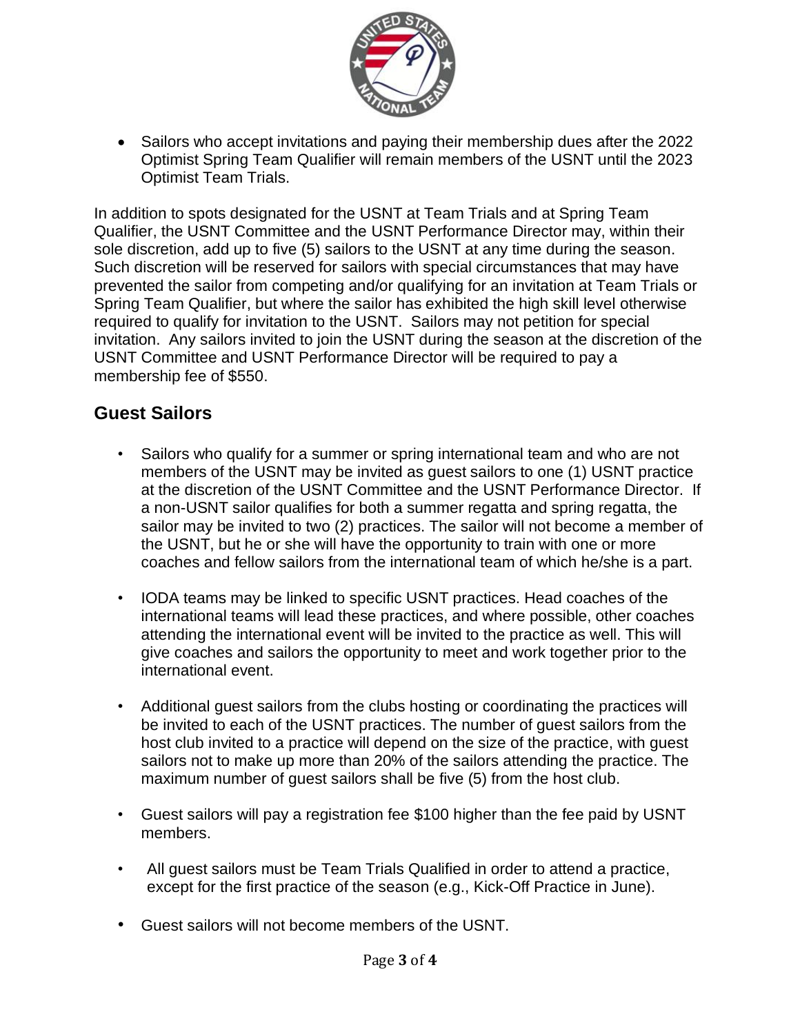- Sailors who accept invitations and paying their membership dues after the 2022 Optimist Spring Team Qualifier will remain members of the USNT until the 2023 Optimist Team Trials.

In addition to spots designated for the USNT at Team Trials and at Spring Team Qualifier, the USNT Committee and the USNT Performance Director may, within their sole discretion, add up to five (5) sailors to the USNT at any time during the season. Such discretion will be reserved for sailors with special circumstances that may have prevented the sailor from competing and/or qualifying for an invitation at Team Trials or Spring Team Qualifier, but where the sailor has exhibited the high skill level otherwise required to qualify for invitation to the USNT. Sailors may not petition for special invitation. Any sailors invited to join the USNT during the season at the discretion of the USNT Committee and USNT Performance Director will be required to pay a membership fee of $550.

## Guest Sailors

- Sailors who qualify for a summer or spring international team and who are not members of the USNT may be invited as guest sailors to one (1) USNT practice at the discretion of the USNT Committee and the USNT Performance Director. If a non-USNT sailor qualifies for both a summer regatta and spring regatta, the sailor may be invited to two (2) practices. The sailor will not become a member of the USNT, but he or she will have the opportunity to train with one or more coaches and fellow sailors from the international team of which he/she is a part.

- IODA teams may be linked to specific USNT practices. Head coaches of the international teams will lead these practices, and where possible, other coaches attending the international event will be invited to the practice as well. This will give coaches and sailors the opportunity to meet and work together prior to the international event.

- Additional guest sailors from the clubs hosting or coordinating the practices will be invited to each of the USNT practices. The number of guest sailors from the host club invited to a practice will depend on the size of the practice, with guest sailors not to make up more than 20% of the sailors attending the practice. The maximum number of guest sailors shall be five (5) from the host club.

- Guest sailors will pay a registration fee $100 higher than the fee paid by USNT members.

- All guest sailors must be Team Trials Qualified in order to attend a practice, except for the first practice of the season (e.g., Kick-Off Practice in June).

- Guest sailors will not become members of the USNT.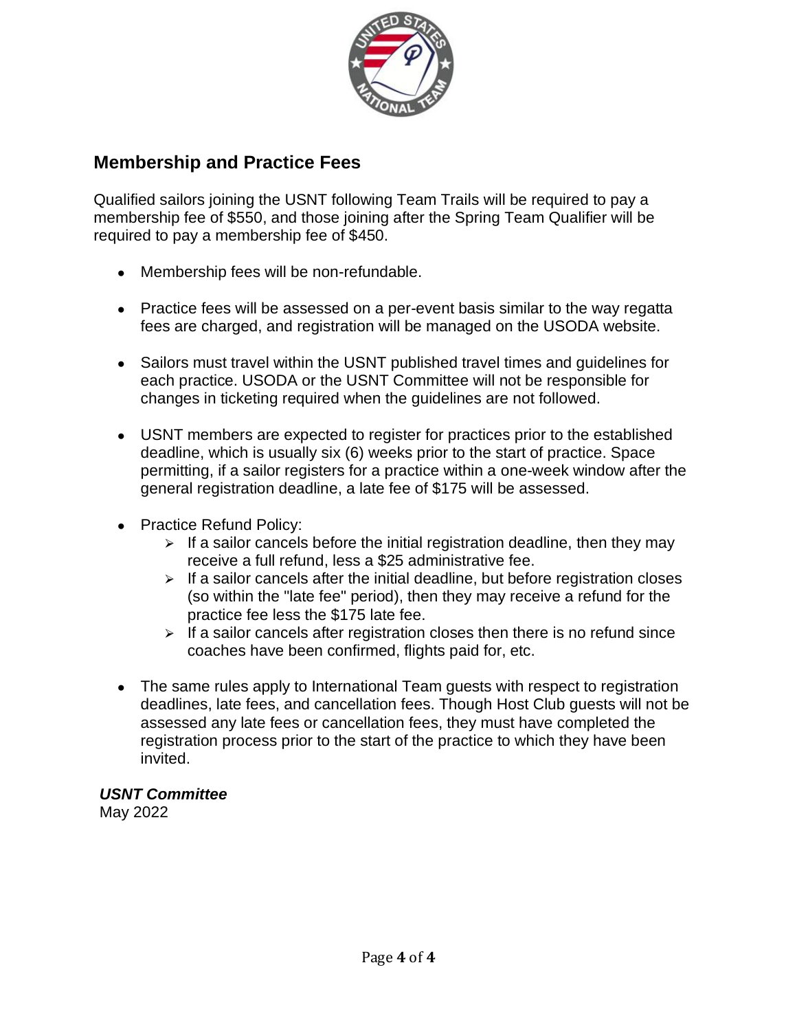## Membership and Practice Fees

Qualified sailors joining the USNT following Team Trails will be required to pay a membership fee of $550, and those joining after the Spring Team Qualifier will be required to pay a membership fee of $450.

- Membership fees will be non-refundable.

- Practice fees will be assessed on a per-event basis similar to the way regatta fees are charged, and registration will be managed on the USODA website.

- Sailors must travel within the USNT published travel times and guidelines for each practice. USODA or the USNT Committee will not be responsible for changes in ticketing required when the guidelines are not followed.

- USNT members are expected to register for practices prior to the established deadline, which is usually six (6) weeks prior to the start of practice. Space permitting, if a sailor registers for a practice within a one-week window after the general registration deadline, a late fee of $175 will be assessed.

- Practice Refund Policy:
  - If a sailor cancels before the initial registration deadline, then they may receive a full refund, less a $25 administrative fee.
  - If a sailor cancels after the initial deadline, but before registration closes (so within the "late fee" period), then they may receive a refund for the practice fee less the $175 late fee.
  - If a sailor cancels after registration closes then there is no refund since coaches have been confirmed, flights paid for, etc.

- The same rules apply to International Team guests with respect to registration deadlines, late fees, and cancellation fees. Though Host Club guests will not be assessed any late fees or cancellation fees, they must have completed the registration process prior to the start of the practice to which they have been invited.

***USNT Committee***
May 2022